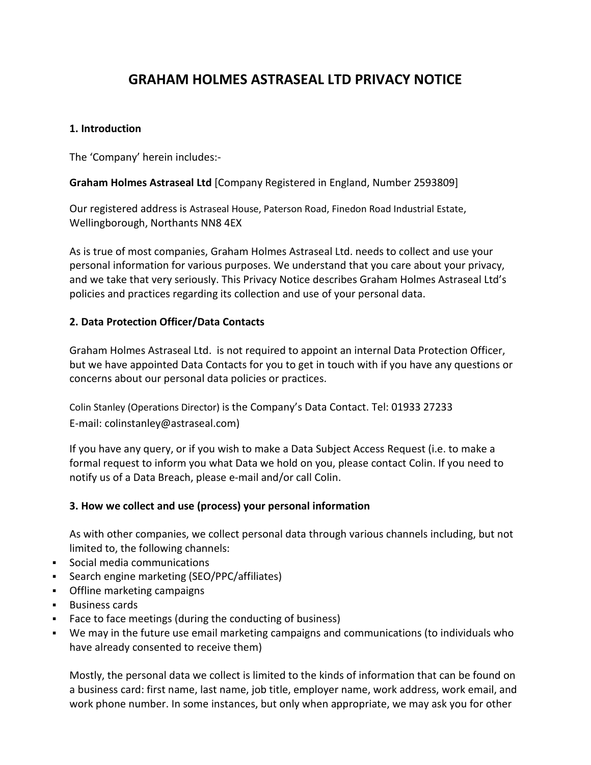# GRAHAM HOLMES ASTRASEAL LTD PRIVACY NOTICE

## 1. Introduction

The 'Company' herein includes:-

**Graham Holmes Astraseal Ltd** [Company Registered in England, Number 2593809]

Our registered address is Astraseal House, Paterson Road, Finedon Road Industrial Estate, Wellingborough, Northants NN8 4EX

As is true of most companies, Graham Holmes Astraseal Ltd. needs to collect and use your personal information for various purposes. We understand that you care about your privacy, and we take that very seriously. This Privacy Notice describes Graham Holmes Astraseal Ltd's policies and practices regarding its collection and use of your personal data.

## 2. Data Protection Officer/Data Contacts

Graham Holmes Astraseal Ltd. is not required to appoint an internal Data Protection Officer, but we have appointed Data Contacts for you to get in touch with if you have any questions or concerns about our personal data policies or practices.

Colin Stanley (Operations Director) is the Company's Data Contact. Tel: 01933 27233
E-mail: colinstanley@astraseal.com)

If you have any query, or if you wish to make a Data Subject Access Request (i.e. to make a formal request to inform you what Data we hold on you, please contact Colin. If you need to notify us of a Data Breach, please e-mail and/or call Colin.

## 3. How we collect and use (process) your personal information

As with other companies, we collect personal data through various channels including, but not limited to, the following channels:

- Social media communications
- Search engine marketing (SEO/PPC/affiliates)
- Offline marketing campaigns
- Business cards
- Face to face meetings (during the conducting of business)
- We may in the future use email marketing campaigns and communications (to individuals who have already consented to receive them)

Mostly, the personal data we collect is limited to the kinds of information that can be found on a business card: first name, last name, job title, employer name, work address, work email, and work phone number. In some instances, but only when appropriate, we may ask you for other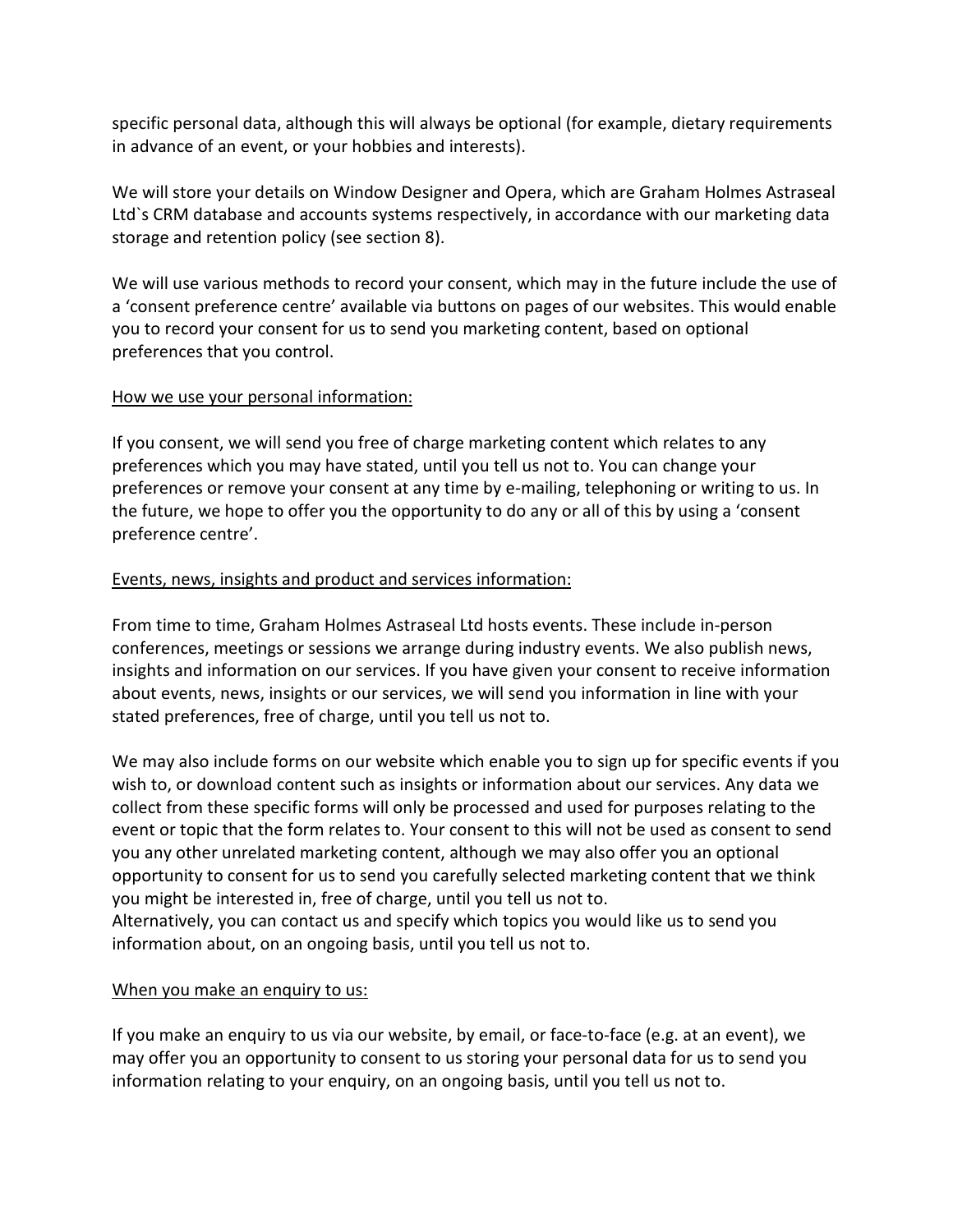specific personal data, although this will always be optional (for example, dietary requirements in advance of an event, or your hobbies and interests).

We will store your details on Window Designer and Opera, which are Graham Holmes Astraseal Ltd`s CRM database and accounts systems respectively, in accordance with our marketing data storage and retention policy (see section 8).

We will use various methods to record your consent, which may in the future include the use of a 'consent preference centre' available via buttons on pages of our websites. This would enable you to record your consent for us to send you marketing content, based on optional preferences that you control.

<u>How we use your personal information:</u>

If you consent, we will send you free of charge marketing content which relates to any preferences which you may have stated, until you tell us not to. You can change your preferences or remove your consent at any time by e-mailing, telephoning or writing to us. In the future, we hope to offer you the opportunity to do any or all of this by using a 'consent preference centre'.

<u>Events, news, insights and product and services information:</u>

From time to time, Graham Holmes Astraseal Ltd hosts events. These include in-person conferences, meetings or sessions we arrange during industry events. We also publish news, insights and information on our services. If you have given your consent to receive information about events, news, insights or our services, we will send you information in line with your stated preferences, free of charge, until you tell us not to.

We may also include forms on our website which enable you to sign up for specific events if you wish to, or download content such as insights or information about our services. Any data we collect from these specific forms will only be processed and used for purposes relating to the event or topic that the form relates to. Your consent to this will not be used as consent to send you any other unrelated marketing content, although we may also offer you an optional opportunity to consent for us to send you carefully selected marketing content that we think you might be interested in, free of charge, until you tell us not to.
Alternatively, you can contact us and specify which topics you would like us to send you information about, on an ongoing basis, until you tell us not to.

<u>When you make an enquiry to us:</u>

If you make an enquiry to us via our website, by email, or face-to-face (e.g. at an event), we may offer you an opportunity to consent to us storing your personal data for us to send you information relating to your enquiry, on an ongoing basis, until you tell us not to.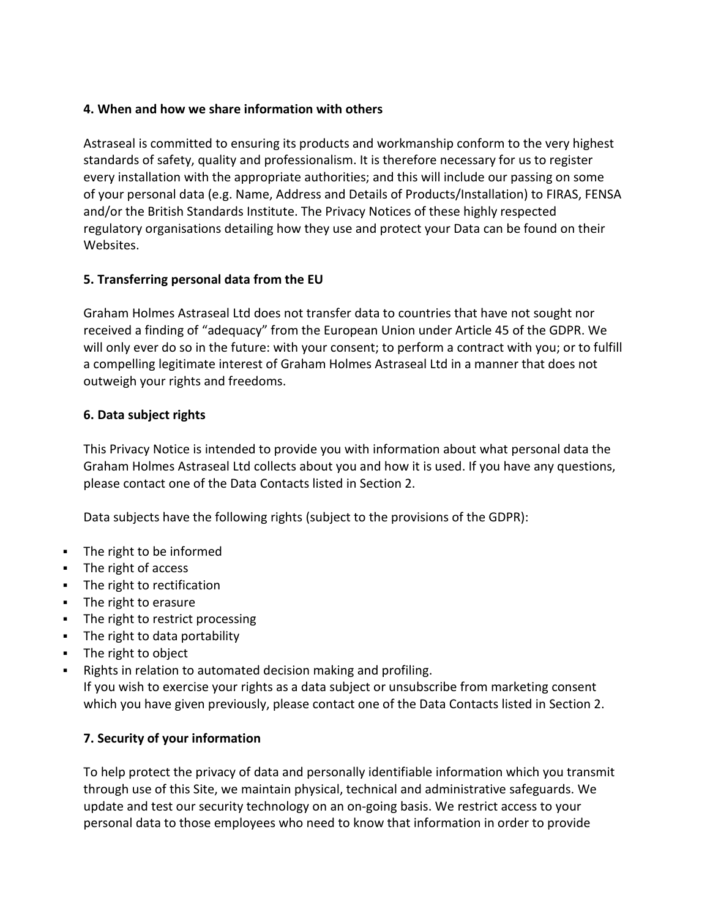**4. When and how we share information with others**

Astraseal is committed to ensuring its products and workmanship conform to the very highest standards of safety, quality and professionalism. It is therefore necessary for us to register every installation with the appropriate authorities; and this will include our passing on some of your personal data (e.g. Name, Address and Details of Products/Installation) to FIRAS, FENSA and/or the British Standards Institute. The Privacy Notices of these highly respected regulatory organisations detailing how they use and protect your Data can be found on their Websites.

**5. Transferring personal data from the EU**

Graham Holmes Astraseal Ltd does not transfer data to countries that have not sought nor received a finding of "adequacy" from the European Union under Article 45 of the GDPR. We will only ever do so in the future: with your consent; to perform a contract with you; or to fulfill a compelling legitimate interest of Graham Holmes Astraseal Ltd in a manner that does not outweigh your rights and freedoms.

**6. Data subject rights**

This Privacy Notice is intended to provide you with information about what personal data the Graham Holmes Astraseal Ltd collects about you and how it is used. If you have any questions, please contact one of the Data Contacts listed in Section 2.

Data subjects have the following rights (subject to the provisions of the GDPR):

- The right to be informed
- The right of access
- The right to rectification
- The right to erasure
- The right to restrict processing
- The right to data portability
- The right to object
- Rights in relation to automated decision making and profiling.
  If you wish to exercise your rights as a data subject or unsubscribe from marketing consent which you have given previously, please contact one of the Data Contacts listed in Section 2.

**7. Security of your information**

To help protect the privacy of data and personally identifiable information which you transmit through use of this Site, we maintain physical, technical and administrative safeguards. We update and test our security technology on an on-going basis. We restrict access to your personal data to those employees who need to know that information in order to provide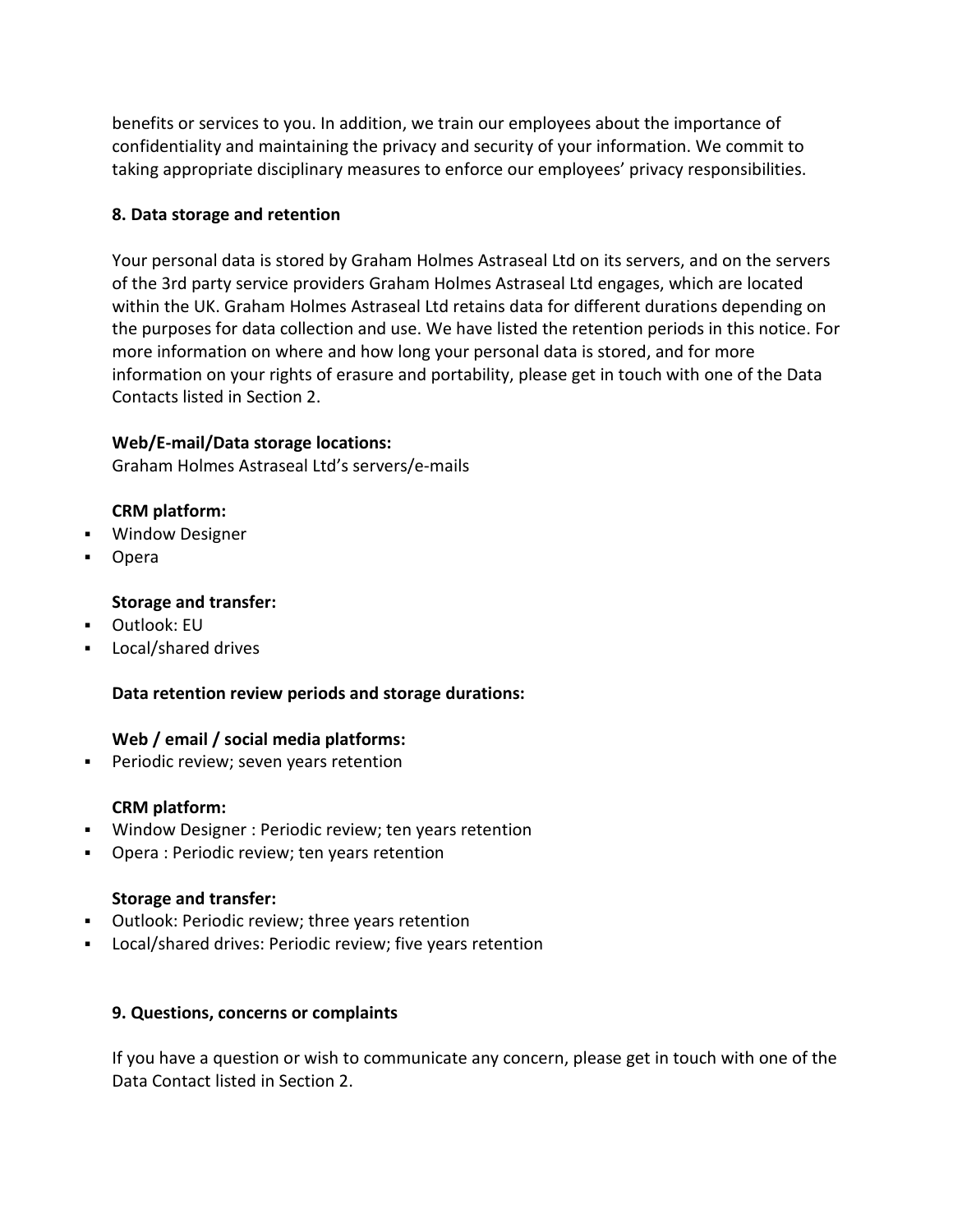benefits or services to you. In addition, we train our employees about the importance of confidentiality and maintaining the privacy and security of your information. We commit to taking appropriate disciplinary measures to enforce our employees' privacy responsibilities.

**8. Data storage and retention**

Your personal data is stored by Graham Holmes Astraseal Ltd on its servers, and on the servers of the 3rd party service providers Graham Holmes Astraseal Ltd engages, which are located within the UK. Graham Holmes Astraseal Ltd retains data for different durations depending on the purposes for data collection and use. We have listed the retention periods in this notice. For more information on where and how long your personal data is stored, and for more information on your rights of erasure and portability, please get in touch with one of the Data Contacts listed in Section 2.

**Web/E-mail/Data storage locations:**
Graham Holmes Astraseal Ltd's servers/e-mails

**CRM platform:**

- Window Designer
- Opera

**Storage and transfer:**

- Outlook: EU
- Local/shared drives

**Data retention review periods and storage durations:**

**Web / email / social media platforms:**

- Periodic review; seven years retention

**CRM platform:**

- Window Designer : Periodic review; ten years retention
- Opera : Periodic review; ten years retention

**Storage and transfer:**

- Outlook: Periodic review; three years retention
- Local/shared drives: Periodic review; five years retention

**9. Questions, concerns or complaints**

If you have a question or wish to communicate any concern, please get in touch with one of the Data Contact listed in Section 2.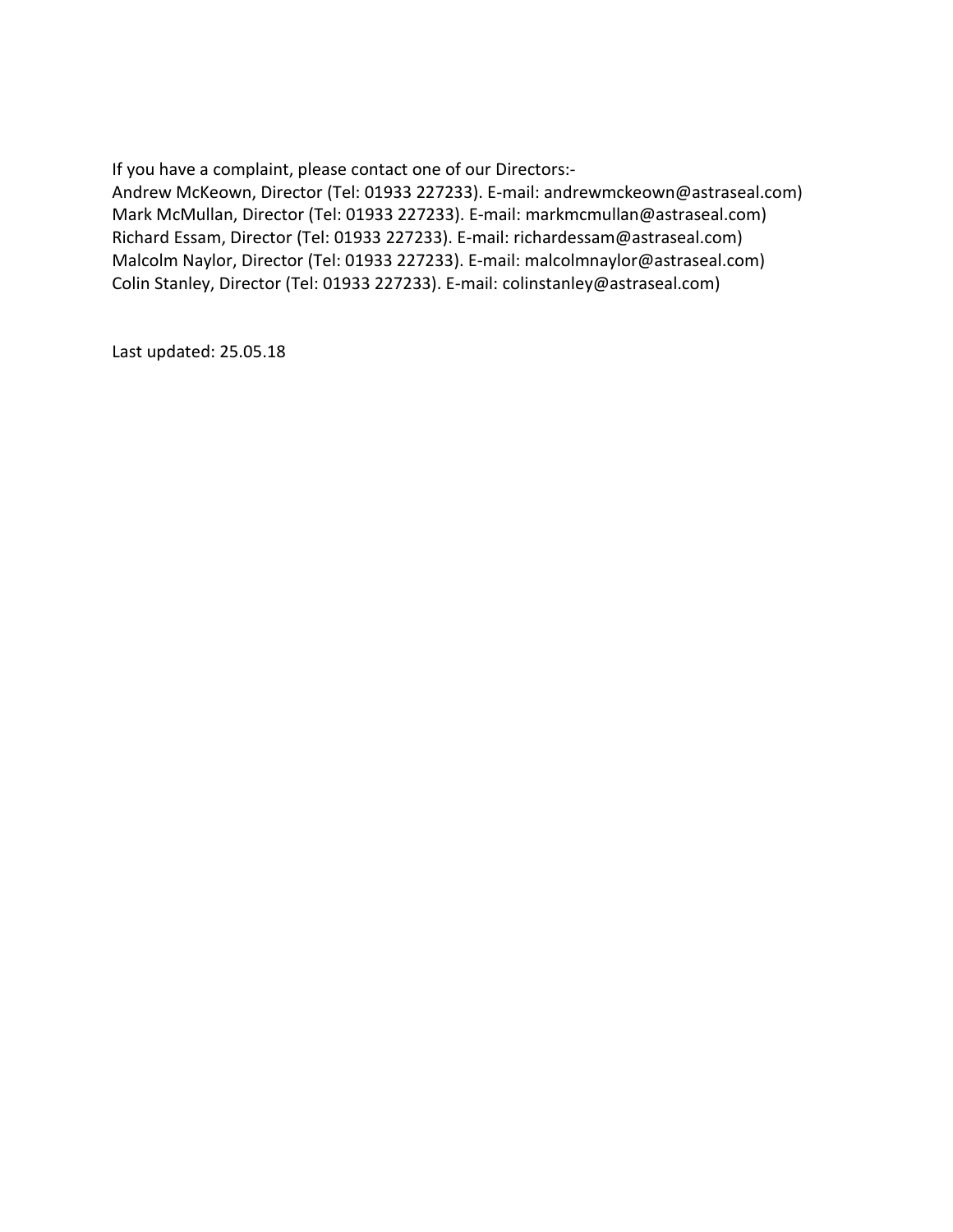If you have a complaint, please contact one of our Directors:-
Andrew McKeown, Director (Tel: 01933 227233). E-mail: andrewmckeown@astraseal.com)
Mark McMullan, Director (Tel: 01933 227233). E-mail: markmcmullan@astraseal.com)
Richard Essam, Director (Tel: 01933 227233). E-mail: richardessam@astraseal.com)
Malcolm Naylor, Director (Tel: 01933 227233). E-mail: malcolmnaylor@astraseal.com)
Colin Stanley, Director (Tel: 01933 227233). E-mail: colinstanley@astraseal.com)

Last updated: 25.05.18